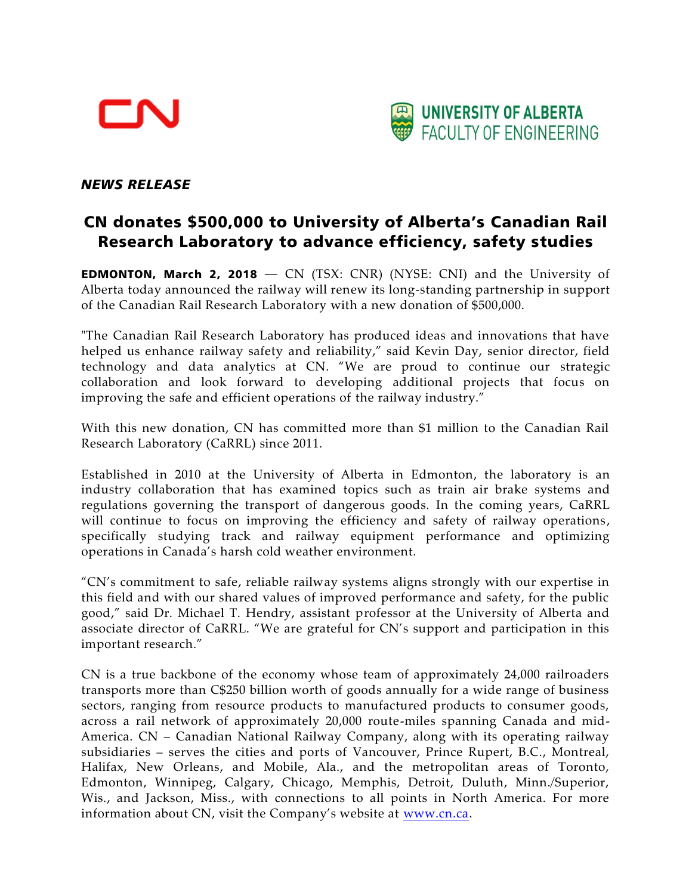CN

UNIVERSITY OF ALBERTA
FACULTY OF ENGINEERING

***NEWS RELEASE***

# CN donates $500,000 to University of Alberta's Canadian Rail Research Laboratory to advance efficiency, safety studies

**EDMONTON, March 2, 2018** — CN (TSX: CNR) (NYSE: CNI) and the University of Alberta today announced the railway will renew its long-standing partnership in support of the Canadian Rail Research Laboratory with a new donation of $500,000.

"The Canadian Rail Research Laboratory has produced ideas and innovations that have helped us enhance railway safety and reliability," said Kevin Day, senior director, field technology and data analytics at CN. "We are proud to continue our strategic collaboration and look forward to developing additional projects that focus on improving the safe and efficient operations of the railway industry."

With this new donation, CN has committed more than $1 million to the Canadian Rail Research Laboratory (CaRRL) since 2011.

Established in 2010 at the University of Alberta in Edmonton, the laboratory is an industry collaboration that has examined topics such as train air brake systems and regulations governing the transport of dangerous goods. In the coming years, CaRRL will continue to focus on improving the efficiency and safety of railway operations, specifically studying track and railway equipment performance and optimizing operations in Canada's harsh cold weather environment.

"CN's commitment to safe, reliable railway systems aligns strongly with our expertise in this field and with our shared values of improved performance and safety, for the public good," said Dr. Michael T. Hendry, assistant professor at the University of Alberta and associate director of CaRRL. "We are grateful for CN's support and participation in this important research."

CN is a true backbone of the economy whose team of approximately 24,000 railroaders transports more than C$250 billion worth of goods annually for a wide range of business sectors, ranging from resource products to manufactured products to consumer goods, across a rail network of approximately 20,000 route-miles spanning Canada and mid-America. CN – Canadian National Railway Company, along with its operating railway subsidiaries – serves the cities and ports of Vancouver, Prince Rupert, B.C., Montreal, Halifax, New Orleans, and Mobile, Ala., and the metropolitan areas of Toronto, Edmonton, Winnipeg, Calgary, Chicago, Memphis, Detroit, Duluth, Minn./Superior, Wis., and Jackson, Miss., with connections to all points in North America. For more information about CN, visit the Company's website at [www.cn.ca](www.cn.ca).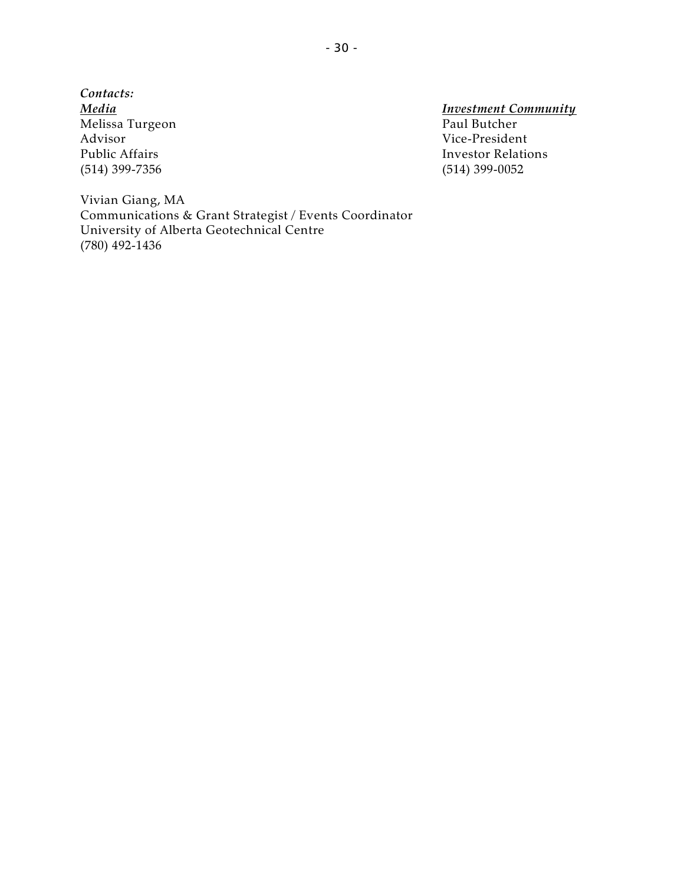- 30 -

***Contacts:***

***Media***

Melissa Turgeon
Advisor
Public Affairs
(514) 399-7356

Vivian Giang, MA
Communications & Grant Strategist / Events Coordinator
University of Alberta Geotechnical Centre
(780) 492-1436

***Investment Community***

Paul Butcher
Vice-President
Investor Relations
(514) 399-0052